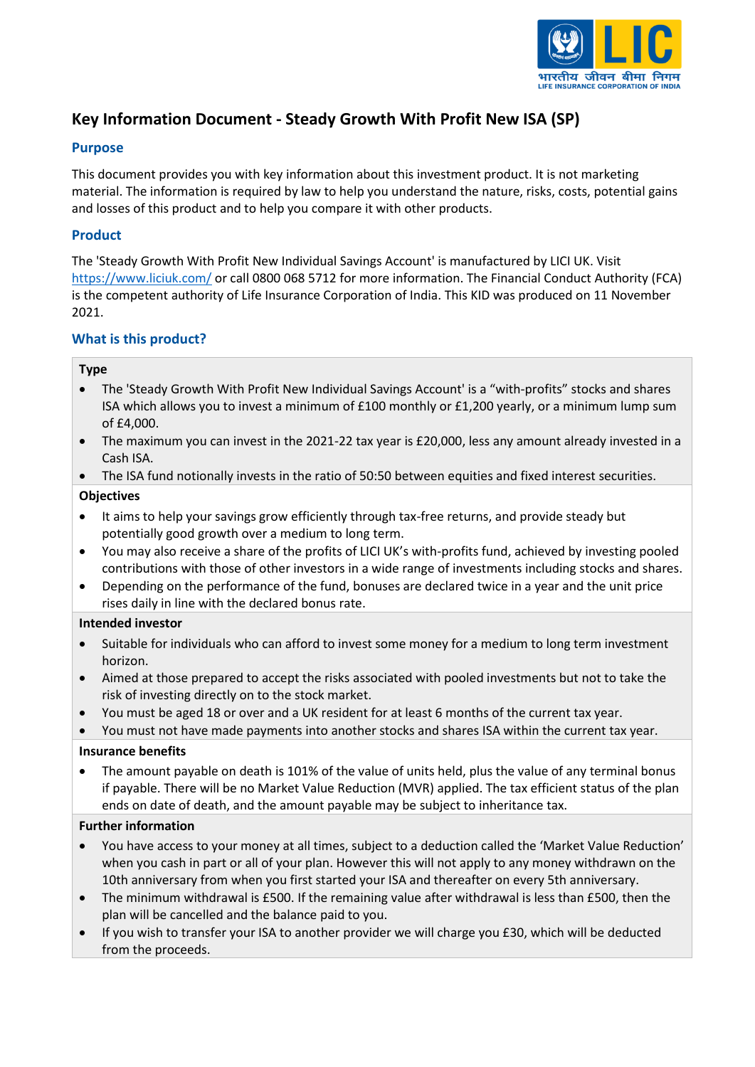# Key Information Document - Steady Growth With Profit New ISA (SP)

## Purpose

This document provides you with key information about this investment product. It is not marketing material. The information is required by law to help you understand the nature, risks, costs, potential gains and losses of this product and to help you compare it with other products.

## Product

The 'Steady Growth With Profit New Individual Savings Account' is manufactured by LICI UK. Visit https://www.liciuk.com/ or call 0800 068 5712 for more information. The Financial Conduct Authority (FCA) is the competent authority of Life Insurance Corporation of India. This KID was produced on 11 November 2021.

## What is this product?

### Type

- The 'Steady Growth With Profit New Individual Savings Account' is a "with-profits" stocks and shares ISA which allows you to invest a minimum of £100 monthly or £1,200 yearly, or a minimum lump sum of £4,000.
- The maximum you can invest in the 2021-22 tax year is £20,000, less any amount already invested in a Cash ISA.
- The ISA fund notionally invests in the ratio of 50:50 between equities and fixed interest securities.

### Objectives

- It aims to help your savings grow efficiently through tax-free returns, and provide steady but potentially good growth over a medium to long term.
- You may also receive a share of the profits of LICI UK's with-profits fund, achieved by investing pooled contributions with those of other investors in a wide range of investments including stocks and shares.
- Depending on the performance of the fund, bonuses are declared twice in a year and the unit price rises daily in line with the declared bonus rate.

### Intended investor

- Suitable for individuals who can afford to invest some money for a medium to long term investment horizon.
- Aimed at those prepared to accept the risks associated with pooled investments but not to take the risk of investing directly on to the stock market.
- You must be aged 18 or over and a UK resident for at least 6 months of the current tax year.
- You must not have made payments into another stocks and shares ISA within the current tax year.

### Insurance benefits

- The amount payable on death is 101% of the value of units held, plus the value of any terminal bonus if payable. There will be no Market Value Reduction (MVR) applied. The tax efficient status of the plan ends on date of death, and the amount payable may be subject to inheritance tax.

### Further information

- You have access to your money at all times, subject to a deduction called the 'Market Value Reduction' when you cash in part or all of your plan. However this will not apply to any money withdrawn on the 10th anniversary from when you first started your ISA and thereafter on every 5th anniversary.
- The minimum withdrawal is £500. If the remaining value after withdrawal is less than £500, then the plan will be cancelled and the balance paid to you.
- If you wish to transfer your ISA to another provider we will charge you £30, which will be deducted from the proceeds.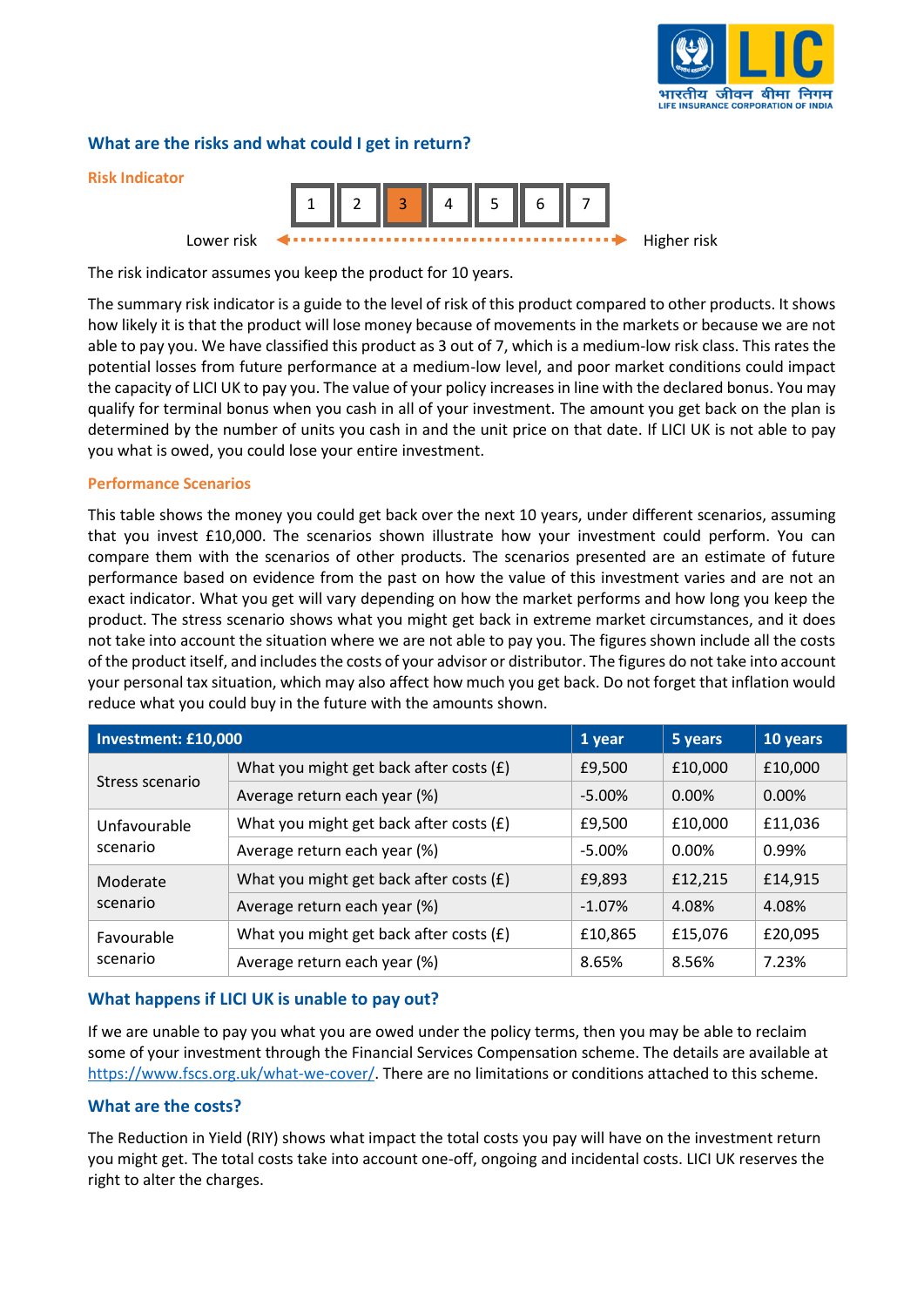## What are the risks and what could I get in return?

### Risk Indicator

| 1 | 2 | **3** | 4 | 5 | 6 | 7 |
|---|---|---|---|---|---|---|

Lower risk ← → Higher risk

The risk indicator assumes you keep the product for 10 years.

The summary risk indicator is a guide to the level of risk of this product compared to other products. It shows how likely it is that the product will lose money because of movements in the markets or because we are not able to pay you. We have classified this product as 3 out of 7, which is a medium-low risk class. This rates the potential losses from future performance at a medium-low level, and poor market conditions could impact the capacity of LICI UK to pay you. The value of your policy increases in line with the declared bonus. You may qualify for terminal bonus when you cash in all of your investment. The amount you get back on the plan is determined by the number of units you cash in and the unit price on that date. If LICI UK is not able to pay you what is owed, you could lose your entire investment.

### Performance Scenarios

This table shows the money you could get back over the next 10 years, under different scenarios, assuming that you invest £10,000. The scenarios shown illustrate how your investment could perform. You can compare them with the scenarios of other products. The scenarios presented are an estimate of future performance based on evidence from the past on how the value of this investment varies and are not an exact indicator. What you get will vary depending on how the market performs and how long you keep the product. The stress scenario shows what you might get back in extreme market circumstances, and it does not take into account the situation where we are not able to pay you. The figures shown include all the costs of the product itself, and includes the costs of your advisor or distributor. The figures do not take into account your personal tax situation, which may also affect how much you get back. Do not forget that inflation would reduce what you could buy in the future with the amounts shown.

| Investment: £10,000 | | 1 year | 5 years | 10 years |
|---|---|---|---|---|
| Stress scenario | What you might get back after costs (£) | £9,500 | £10,000 | £10,000 |
| | Average return each year (%) | -5.00% | 0.00% | 0.00% |
| Unfavourable scenario | What you might get back after costs (£) | £9,500 | £10,000 | £11,036 |
| | Average return each year (%) | -5.00% | 0.00% | 0.99% |
| Moderate scenario | What you might get back after costs (£) | £9,893 | £12,215 | £14,915 |
| | Average return each year (%) | -1.07% | 4.08% | 4.08% |
| Favourable scenario | What you might get back after costs (£) | £10,865 | £15,076 | £20,095 |
| | Average return each year (%) | 8.65% | 8.56% | 7.23% |

## What happens if LICI UK is unable to pay out?

If we are unable to pay you what you are owed under the policy terms, then you may be able to reclaim some of your investment through the Financial Services Compensation scheme. The details are available at https://www.fscs.org.uk/what-we-cover/. There are no limitations or conditions attached to this scheme.

## What are the costs?

The Reduction in Yield (RIY) shows what impact the total costs you pay will have on the investment return you might get. The total costs take into account one-off, ongoing and incidental costs. LICI UK reserves the right to alter the charges.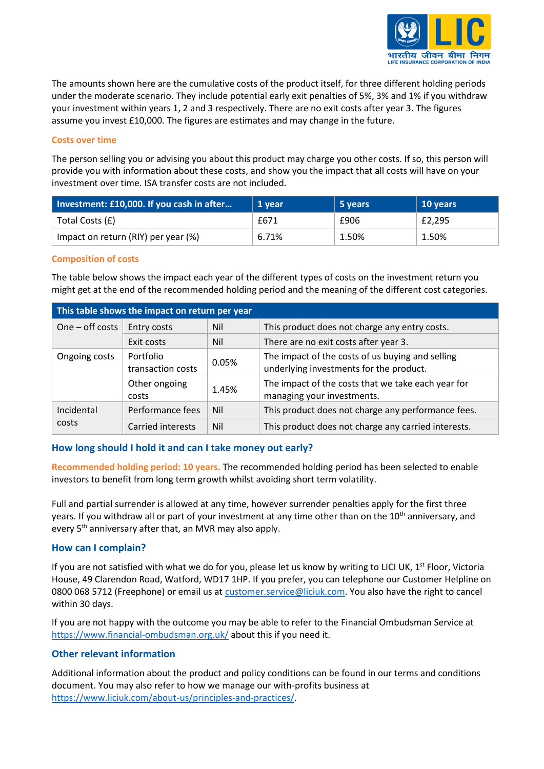The amounts shown here are the cumulative costs of the product itself, for three different holding periods under the moderate scenario. They include potential early exit penalties of 5%, 3% and 1% if you withdraw your investment within years 1, 2 and 3 respectively. There are no exit costs after year 3. The figures assume you invest £10,000. The figures are estimates and may change in the future.

### Costs over time

The person selling you or advising you about this product may charge you other costs. If so, this person will provide you with information about these costs, and show you the impact that all costs will have on your investment over time. ISA transfer costs are not included.

| Investment: £10,000. If you cash in after… | 1 year | 5 years | 10 years |
|---|---|---|---|
| Total Costs (£) | £671 | £906 | £2,295 |
| Impact on return (RIY) per year (%) | 6.71% | 1.50% | 1.50% |

### Composition of costs

The table below shows the impact each year of the different types of costs on the investment return you might get at the end of the recommended holding period and the meaning of the different cost categories.

| This table shows the impact on return per year | | | |
|---|---|---|---|
| One – off costs | Entry costs | Nil | This product does not charge any entry costs. |
| | Exit costs | Nil | There are no exit costs after year 3. |
| Ongoing costs | Portfolio transaction costs | 0.05% | The impact of the costs of us buying and selling underlying investments for the product. |
| | Other ongoing costs | 1.45% | The impact of the costs that we take each year for managing your investments. |
| Incidental costs | Performance fees | Nil | This product does not charge any performance fees. |
| | Carried interests | Nil | This product does not charge any carried interests. |

## How long should I hold it and can I take money out early?

**Recommended holding period: 10 years.** The recommended holding period has been selected to enable investors to benefit from long term growth whilst avoiding short term volatility.

Full and partial surrender is allowed at any time, however surrender penalties apply for the first three years. If you withdraw all or part of your investment at any time other than on the 10th anniversary, and every 5th anniversary after that, an MVR may also apply.

## How can I complain?

If you are not satisfied with what we do for you, please let us know by writing to LICI UK, 1st Floor, Victoria House, 49 Clarendon Road, Watford, WD17 1HP. If you prefer, you can telephone our Customer Helpline on 0800 068 5712 (Freephone) or email us at customer.service@liciuk.com. You also have the right to cancel within 30 days.

If you are not happy with the outcome you may be able to refer to the Financial Ombudsman Service at https://www.financial-ombudsman.org.uk/ about this if you need it.

## Other relevant information

Additional information about the product and policy conditions can be found in our terms and conditions document. You may also refer to how we manage our with-profits business at https://www.liciuk.com/about-us/principles-and-practices/.